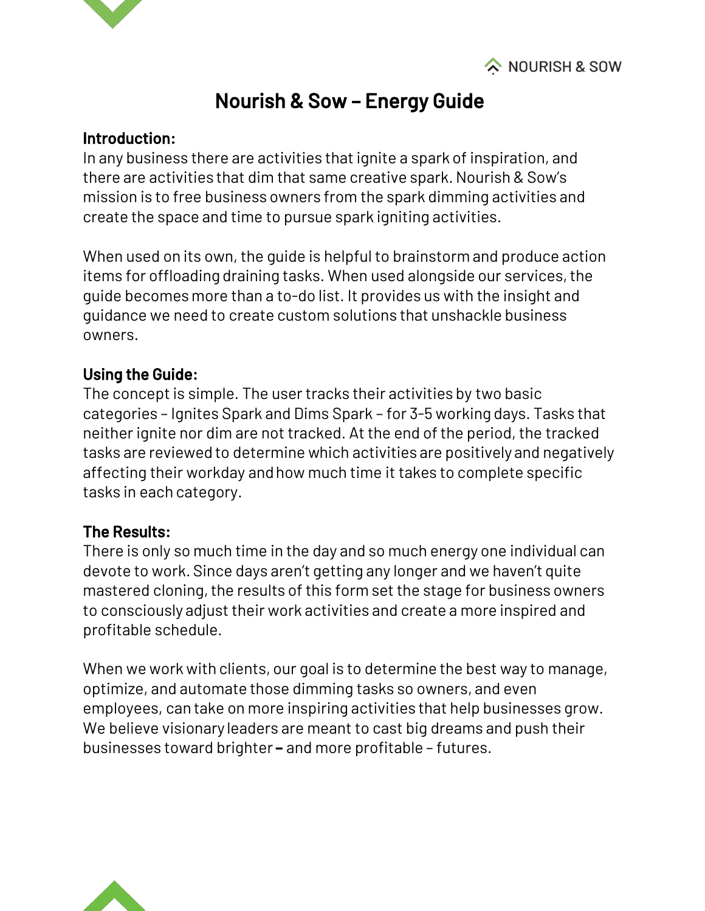# Nourish & Sow – Energy Guide

**Introduction:**

In any business there are activities that ignite a spark of inspiration, and there are activities that dim that same creative spark. Nourish & Sow's mission is to free business owners from the spark dimming activities and create the space and time to pursue spark igniting activities.

When used on its own, the guide is helpful to brainstorm and produce action items for offloading draining tasks. When used alongside our services, the guide becomes more than a to-do list. It provides us with the insight and guidance we need to create custom solutions that unshackle business owners.

**Using the Guide:**

The concept is simple. The user tracks their activities by two basic categories – Ignites Spark and Dims Spark – for 3-5 working days. Tasks that neither ignite nor dim are not tracked. At the end of the period, the tracked tasks are reviewed to determine which activities are positively and negatively affecting their workday and how much time it takes to complete specific tasks in each category.

**The Results:**

There is only so much time in the day and so much energy one individual can devote to work. Since days aren't getting any longer and we haven't quite mastered cloning, the results of this form set the stage for business owners to consciously adjust their work activities and create a more inspired and profitable schedule.

When we work with clients, our goal is to determine the best way to manage, optimize, and automate those dimming tasks so owners, and even employees, can take on more inspiring activities that help businesses grow. We believe visionary leaders are meant to cast big dreams and push their businesses toward brighter **–** and more profitable – futures.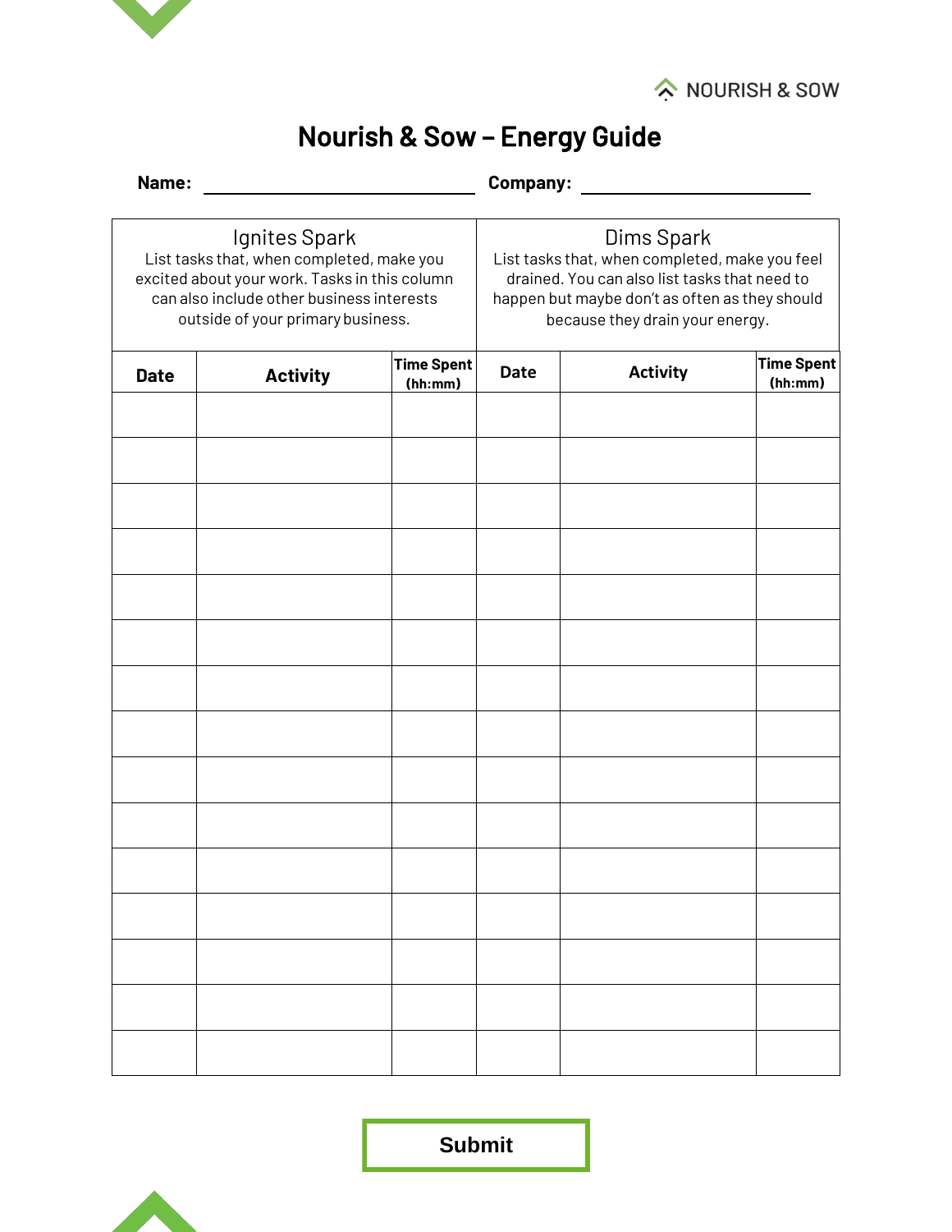NOURISH & SOW

# Nourish & Sow – Energy Guide

**Name:** ______________________ **Company:** ______________________

| Ignites Spark<br>List tasks that, when completed, make you excited about your work. Tasks in this column can also include other business interests outside of your primary business. | | | Dims Spark<br>List tasks that, when completed, make you feel drained. You can also list tasks that need to happen but maybe don't as often as they should because they drain your energy. | | |
|---|---|---|---|---|---|
| **Date** | **Activity** | **Time Spent (hh:mm)** | **Date** | **Activity** | **Time Spent (hh:mm)** |
| | | | | | |
| | | | | | |
| | | | | | |
| | | | | | |
| | | | | | |
| | | | | | |
| | | | | | |
| | | | | | |
| | | | | | |
| | | | | | |
| | | | | | |
| | | | | | |
| | | | | | |
| | | | | | |
| | | | | | |

**Submit**